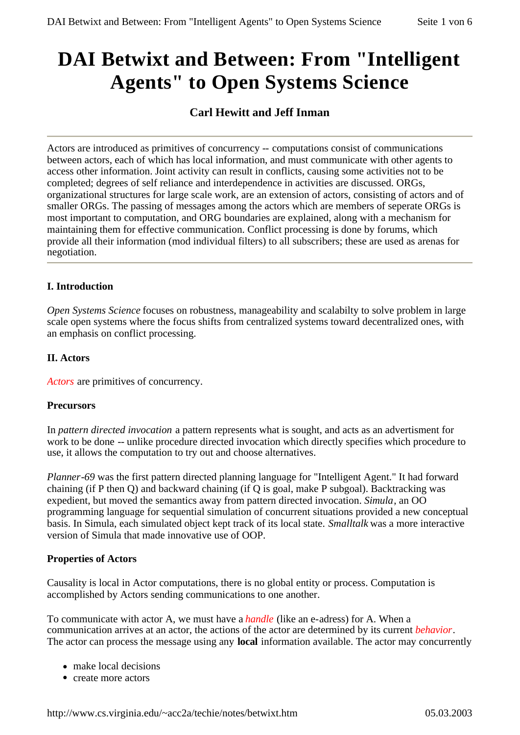# DAI Betwixt and Between: From "Intelligent Agents" to Open Systems Science

**Carl Hewitt and Jeff Inman**

---

Actors are introduced as primitives of concurrency -- computations consist of communications between actors, each of which has local information, and must communicate with other agents to access other information. Joint activity can result in conflicts, causing some activities not to be completed; degrees of self reliance and interdependence in activities are discussed. ORGs, organizational structures for large scale work, are an extension of actors, consisting of actors and of smaller ORGs. The passing of messages among the actors which are members of seperate ORGs is most important to computation, and ORG boundaries are explained, along with a mechanism for maintaining them for effective communication. Conflict processing is done by forums, which provide all their information (mod individual filters) to all subscribers; these are used as arenas for negotiation.

---

### I. Introduction

*Open Systems Science* focuses on robustness, manageability and scalabilty to solve problem in large scale open systems where the focus shifts from centralized systems toward decentralized ones, with an emphasis on conflict processing.

### II. Actors

*Actors* are primitives of concurrency.

#### Precursors

In *pattern directed invocation* a pattern represents what is sought, and acts as an advertisment for work to be done -- unlike procedure directed invocation which directly specifies which procedure to use, it allows the computation to try out and choose alternatives.

*Planner-69* was the first pattern directed planning language for "Intelligent Agent." It had forward chaining (if P then Q) and backward chaining (if Q is goal, make P subgoal). Backtracking was expedient, but moved the semantics away from pattern directed invocation. *Simula*, an OO programming language for sequential simulation of concurrent situations provided a new conceptual basis. In Simula, each simulated object kept track of its local state. *Smalltalk* was a more interactive version of Simula that made innovative use of OOP.

#### Properties of Actors

Causality is local in Actor computations, there is no global entity or process. Computation is accomplished by Actors sending communications to one another.

To communicate with actor A, we must have a *handle* (like an e-adress) for A. When a communication arrives at an actor, the actions of the actor are determined by its current *behavior*. The actor can process the message using any **local** information available. The actor may concurrently

- make local decisions
- create more actors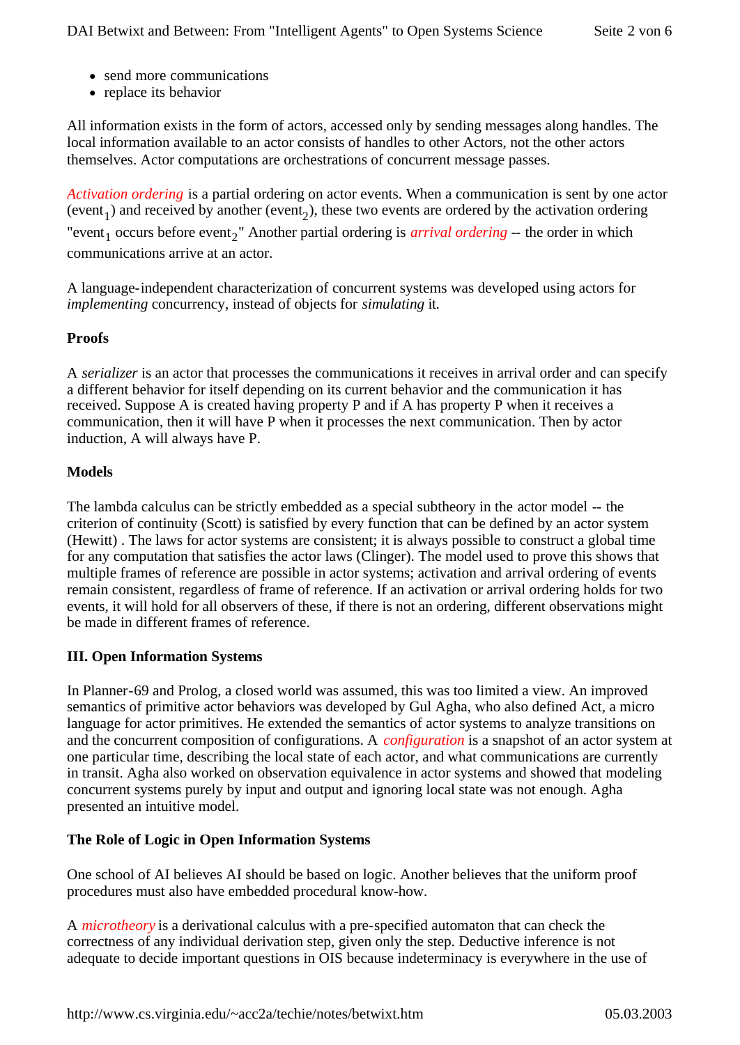- send more communications
- replace its behavior

All information exists in the form of actors, accessed only by sending messages along handles. The local information available to an actor consists of handles to other Actors, not the other actors themselves. Actor computations are orchestrations of concurrent message passes.

*Activation ordering* is a partial ordering on actor events. When a communication is sent by one actor ($event_1$) and received by another ($event_2$), these two events are ordered by the activation ordering "$event_1$ occurs before $event_2$" Another partial ordering is *arrival ordering* -- the order in which communications arrive at an actor.

A language-independent characterization of concurrent systems was developed using actors for *implementing* concurrency, instead of objects for *simulating* it.

**Proofs**

A *serializer* is an actor that processes the communications it receives in arrival order and can specify a different behavior for itself depending on its current behavior and the communication it has received. Suppose A is created having property P and if A has property P when it receives a communication, then it will have P when it processes the next communication. Then by actor induction, A will always have P.

**Models**

The lambda calculus can be strictly embedded as a special subtheory in the actor model -- the criterion of continuity (Scott) is satisfied by every function that can be defined by an actor system (Hewitt) . The laws for actor systems are consistent; it is always possible to construct a global time for any computation that satisfies the actor laws (Clinger). The model used to prove this shows that multiple frames of reference are possible in actor systems; activation and arrival ordering of events remain consistent, regardless of frame of reference. If an activation or arrival ordering holds for two events, it will hold for all observers of these, if there is not an ordering, different observations might be made in different frames of reference.

**III. Open Information Systems**

In Planner-69 and Prolog, a closed world was assumed, this was too limited a view. An improved semantics of primitive actor behaviors was developed by Gul Agha, who also defined Act, a micro language for actor primitives. He extended the semantics of actor systems to analyze transitions on and the concurrent composition of configurations. A *configuration* is a snapshot of an actor system at one particular time, describing the local state of each actor, and what communications are currently in transit. Agha also worked on observation equivalence in actor systems and showed that modeling concurrent systems purely by input and output and ignoring local state was not enough. Agha presented an intuitive model.

**The Role of Logic in Open Information Systems**

One school of AI believes AI should be based on logic. Another believes that the uniform proof procedures must also have embedded procedural know-how.

A *microtheory* is a derivational calculus with a pre-specified automaton that can check the correctness of any individual derivation step, given only the step. Deductive inference is not adequate to decide important questions in OIS because indeterminacy is everywhere in the use of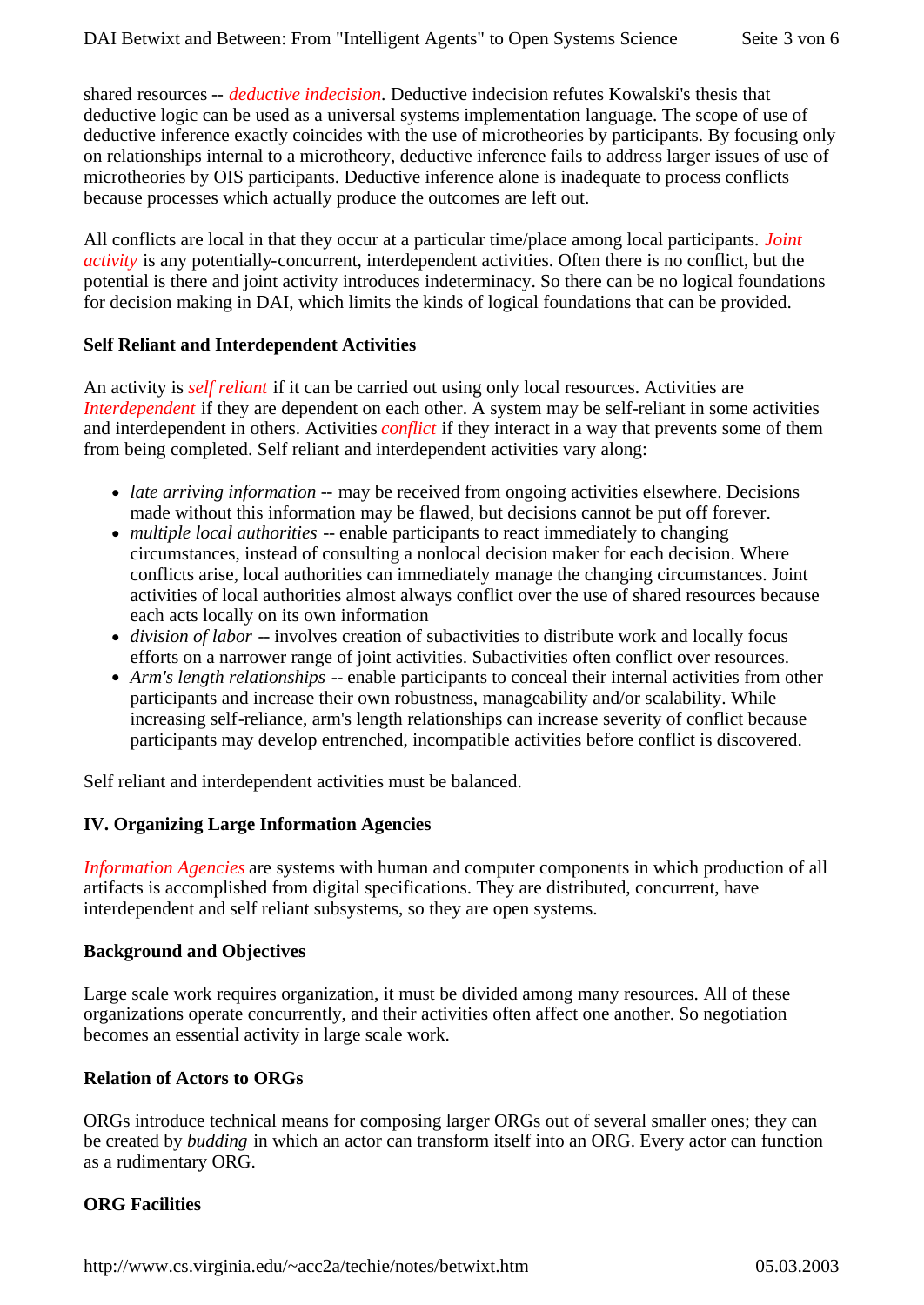shared resources -- *deductive indecision*. Deductive indecision refutes Kowalski's thesis that deductive logic can be used as a universal systems implementation language. The scope of use of deductive inference exactly coincides with the use of microtheories by participants. By focusing only on relationships internal to a microtheory, deductive inference fails to address larger issues of use of microtheories by OIS participants. Deductive inference alone is inadequate to process conflicts because processes which actually produce the outcomes are left out.

All conflicts are local in that they occur at a particular time/place among local participants. *Joint activity* is any potentially-concurrent, interdependent activities. Often there is no conflict, but the potential is there and joint activity introduces indeterminacy. So there can be no logical foundations for decision making in DAI, which limits the kinds of logical foundations that can be provided.

### Self Reliant and Interdependent Activities

An activity is *self reliant* if it can be carried out using only local resources. Activities are *Interdependent* if they are dependent on each other. A system may be self-reliant in some activities and interdependent in others. Activities *conflict* if they interact in a way that prevents some of them from being completed. Self reliant and interdependent activities vary along:

- *late arriving information* -- may be received from ongoing activities elsewhere. Decisions made without this information may be flawed, but decisions cannot be put off forever.
- *multiple local authorities* -- enable participants to react immediately to changing circumstances, instead of consulting a nonlocal decision maker for each decision. Where conflicts arise, local authorities can immediately manage the changing circumstances. Joint activities of local authorities almost always conflict over the use of shared resources because each acts locally on its own information
- *division of labor* -- involves creation of subactivities to distribute work and locally focus efforts on a narrower range of joint activities. Subactivities often conflict over resources.
- *Arm's length relationships* -- enable participants to conceal their internal activities from other participants and increase their own robustness, manageability and/or scalability. While increasing self-reliance, arm's length relationships can increase severity of conflict because participants may develop entrenched, incompatible activities before conflict is discovered.

Self reliant and interdependent activities must be balanced.

## IV. Organizing Large Information Agencies

*Information Agencies* are systems with human and computer components in which production of all artifacts is accomplished from digital specifications. They are distributed, concurrent, have interdependent and self reliant subsystems, so they are open systems.

### Background and Objectives

Large scale work requires organization, it must be divided among many resources. All of these organizations operate concurrently, and their activities often affect one another. So negotiation becomes an essential activity in large scale work.

### Relation of Actors to ORGs

ORGs introduce technical means for composing larger ORGs out of several smaller ones; they can be created by *budding* in which an actor can transform itself into an ORG. Every actor can function as a rudimentary ORG.

### ORG Facilities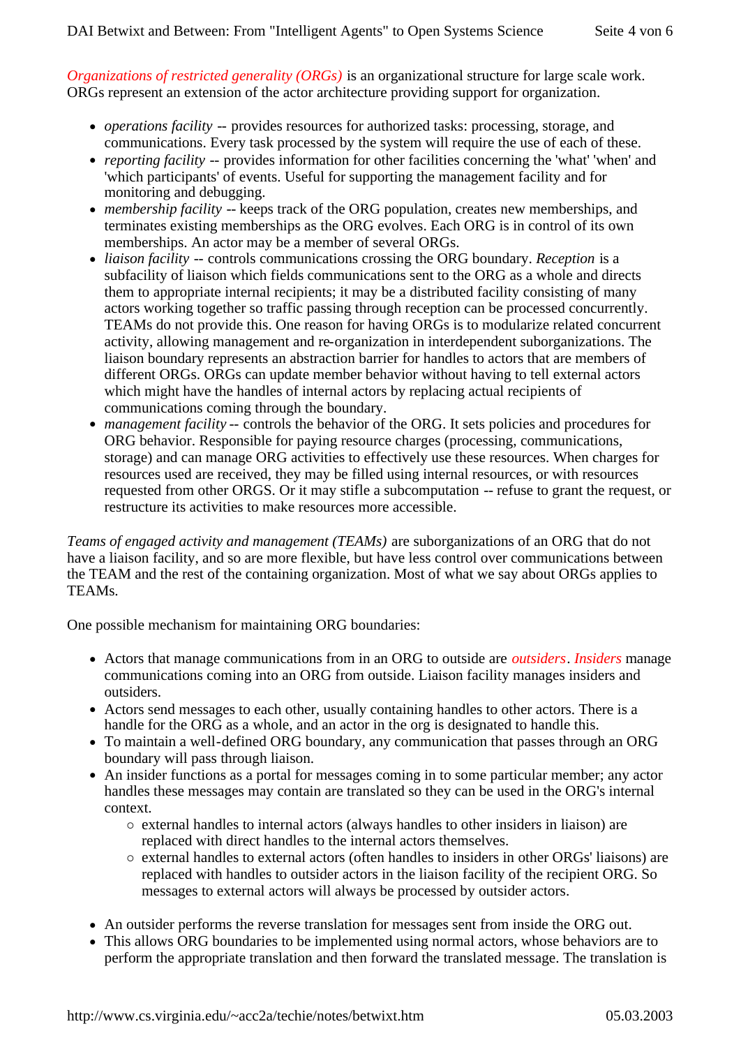*Organizations of restricted generality (ORGs)* is an organizational structure for large scale work. ORGs represent an extension of the actor architecture providing support for organization.

- *operations facility* -- provides resources for authorized tasks: processing, storage, and communications. Every task processed by the system will require the use of each of these.
- *reporting facility* -- provides information for other facilities concerning the 'what' 'when' and 'which participants' of events. Useful for supporting the management facility and for monitoring and debugging.
- *membership facility* -- keeps track of the ORG population, creates new memberships, and terminates existing memberships as the ORG evolves. Each ORG is in control of its own memberships. An actor may be a member of several ORGs.
- *liaison facility* -- controls communications crossing the ORG boundary. *Reception* is a subfacility of liaison which fields communications sent to the ORG as a whole and directs them to appropriate internal recipients; it may be a distributed facility consisting of many actors working together so traffic passing through reception can be processed concurrently. TEAMs do not provide this. One reason for having ORGs is to modularize related concurrent activity, allowing management and re-organization in interdependent suborganizations. The liaison boundary represents an abstraction barrier for handles to actors that are members of different ORGs. ORGs can update member behavior without having to tell external actors which might have the handles of internal actors by replacing actual recipients of communications coming through the boundary.
- *management facility* -- controls the behavior of the ORG. It sets policies and procedures for ORG behavior. Responsible for paying resource charges (processing, communications, storage) and can manage ORG activities to effectively use these resources. When charges for resources used are received, they may be filled using internal resources, or with resources requested from other ORGS. Or it may stifle a subcomputation -- refuse to grant the request, or restructure its activities to make resources more accessible.

*Teams of engaged activity and management (TEAMs)* are suborganizations of an ORG that do not have a liaison facility, and so are more flexible, but have less control over communications between the TEAM and the rest of the containing organization. Most of what we say about ORGs applies to TEAMs.

One possible mechanism for maintaining ORG boundaries:

- Actors that manage communications from in an ORG to outside are *outsiders*. *Insiders* manage communications coming into an ORG from outside. Liaison facility manages insiders and outsiders.
- Actors send messages to each other, usually containing handles to other actors. There is a handle for the ORG as a whole, and an actor in the org is designated to handle this.
- To maintain a well-defined ORG boundary, any communication that passes through an ORG boundary will pass through liaison.
- An insider functions as a portal for messages coming in to some particular member; any actor handles these messages may contain are translated so they can be used in the ORG's internal context.
  - external handles to internal actors (always handles to other insiders in liaison) are replaced with direct handles to the internal actors themselves.
  - external handles to external actors (often handles to insiders in other ORGs' liaisons) are replaced with handles to outsider actors in the liaison facility of the recipient ORG. So messages to external actors will always be processed by outsider actors.
- An outsider performs the reverse translation for messages sent from inside the ORG out.
- This allows ORG boundaries to be implemented using normal actors, whose behaviors are to perform the appropriate translation and then forward the translated message. The translation is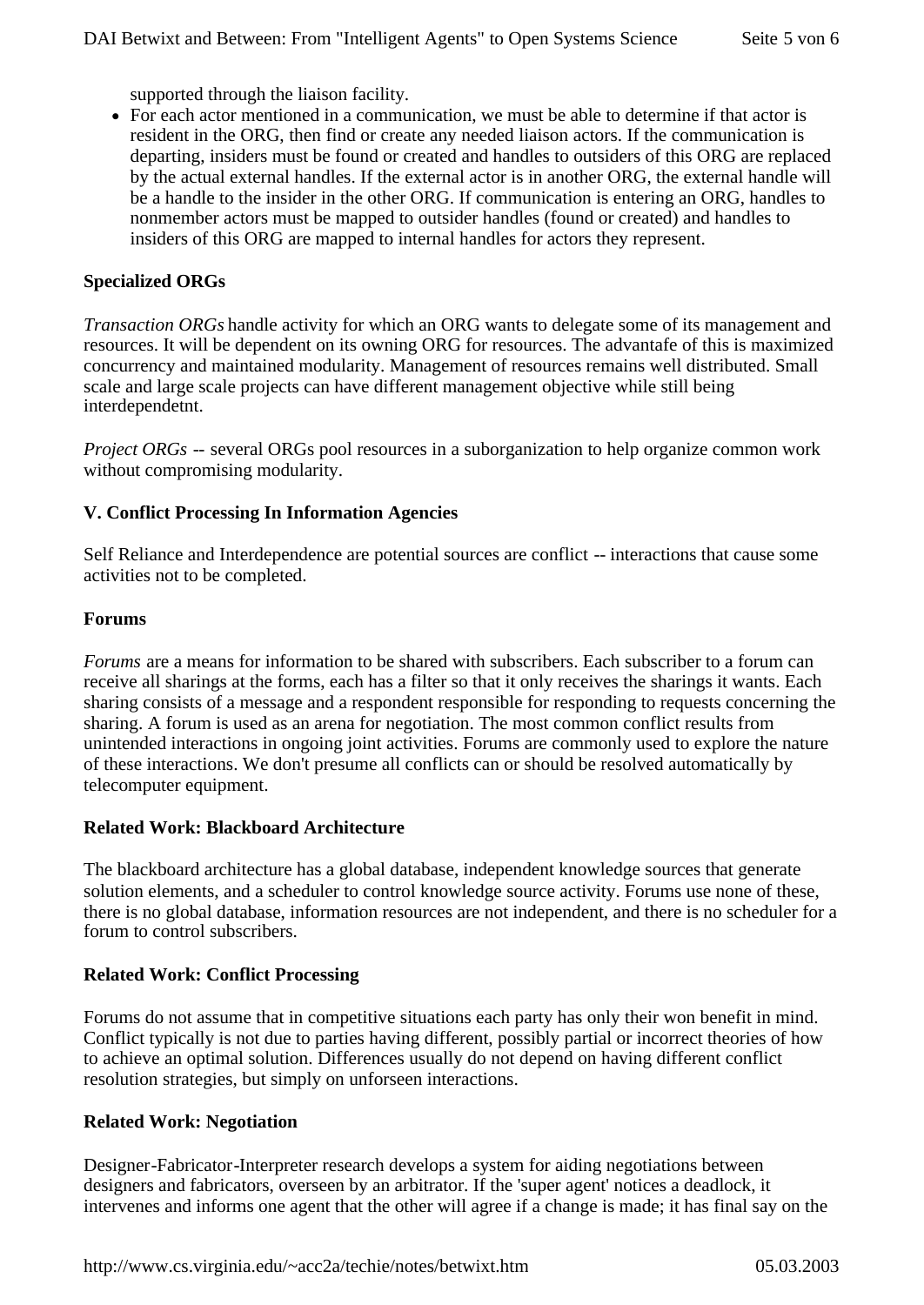supported through the liaison facility.

- For each actor mentioned in a communication, we must be able to determine if that actor is resident in the ORG, then find or create any needed liaison actors. If the communication is departing, insiders must be found or created and handles to outsiders of this ORG are replaced by the actual external handles. If the external actor is in another ORG, the external handle will be a handle to the insider in the other ORG. If communication is entering an ORG, handles to nonmember actors must be mapped to outsider handles (found or created) and handles to insiders of this ORG are mapped to internal handles for actors they represent.

**Specialized ORGs**

*Transaction ORGs* handle activity for which an ORG wants to delegate some of its management and resources. It will be dependent on its owning ORG for resources. The advantafe of this is maximized concurrency and maintained modularity. Management of resources remains well distributed. Small scale and large scale projects can have different management objective while still being interdependetnt.

*Project ORGs* -- several ORGs pool resources in a suborganization to help organize common work without compromising modularity.

**V. Conflict Processing In Information Agencies**

Self Reliance and Interdependence are potential sources are conflict -- interactions that cause some activities not to be completed.

**Forums**

*Forums* are a means for information to be shared with subscribers. Each subscriber to a forum can receive all sharings at the forms, each has a filter so that it only receives the sharings it wants. Each sharing consists of a message and a respondent responsible for responding to requests concerning the sharing. A forum is used as an arena for negotiation. The most common conflict results from unintended interactions in ongoing joint activities. Forums are commonly used to explore the nature of these interactions. We don't presume all conflicts can or should be resolved automatically by telecomputer equipment.

**Related Work: Blackboard Architecture**

The blackboard architecture has a global database, independent knowledge sources that generate solution elements, and a scheduler to control knowledge source activity. Forums use none of these, there is no global database, information resources are not independent, and there is no scheduler for a forum to control subscribers.

**Related Work: Conflict Processing**

Forums do not assume that in competitive situations each party has only their won benefit in mind. Conflict typically is not due to parties having different, possibly partial or incorrect theories of how to achieve an optimal solution. Differences usually do not depend on having different conflict resolution strategies, but simply on unforseen interactions.

**Related Work: Negotiation**

Designer-Fabricator-Interpreter research develops a system for aiding negotiations between designers and fabricators, overseen by an arbitrator. If the 'super agent' notices a deadlock, it intervenes and informs one agent that the other will agree if a change is made; it has final say on the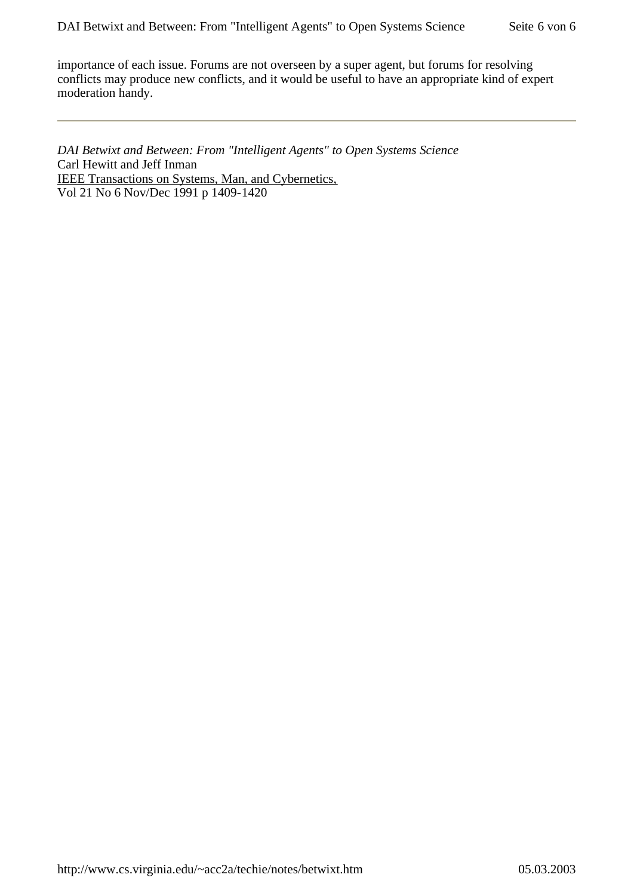importance of each issue. Forums are not overseen by a super agent, but forums for resolving conflicts may produce new conflicts, and it would be useful to have an appropriate kind of expert moderation handy.

---

*DAI Betwixt and Between: From "Intelligent Agents" to Open Systems Science*
Carl Hewitt and Jeff Inman
IEEE Transactions on Systems, Man, and Cybernetics,
Vol 21 No 6 Nov/Dec 1991 p 1409-1420